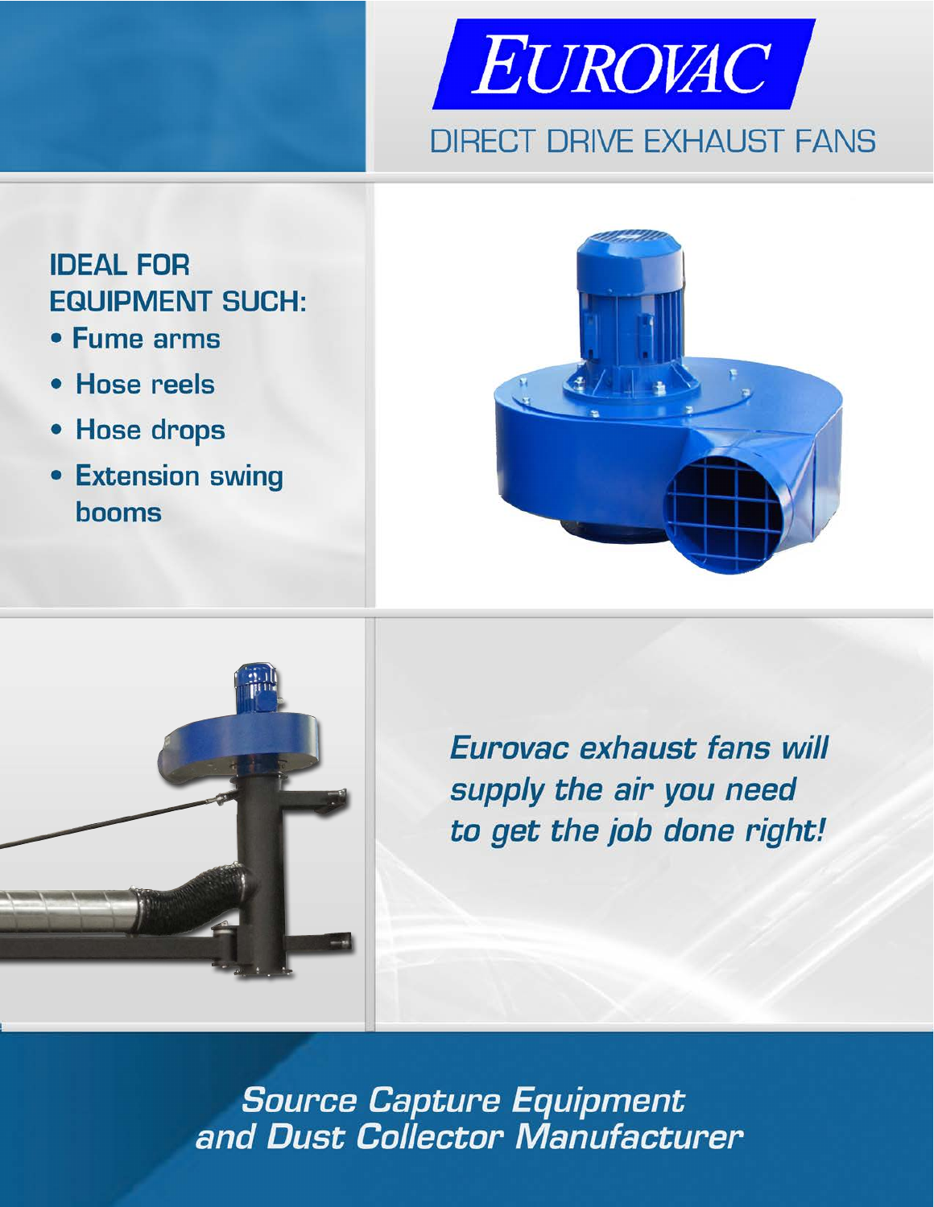# EUROVAC

## DIRECT DRIVE EXHAUST FANS

### IDEAL FOR EQUIPMENT SUCH:

- **Fume arms**
- **Hose reels**
- **Hose drops**
- **Extension swing booms**

***Eurovac exhaust fans will supply the air you need to get the job done right!***

***Source Capture Equipment and Dust Collector Manufacturer***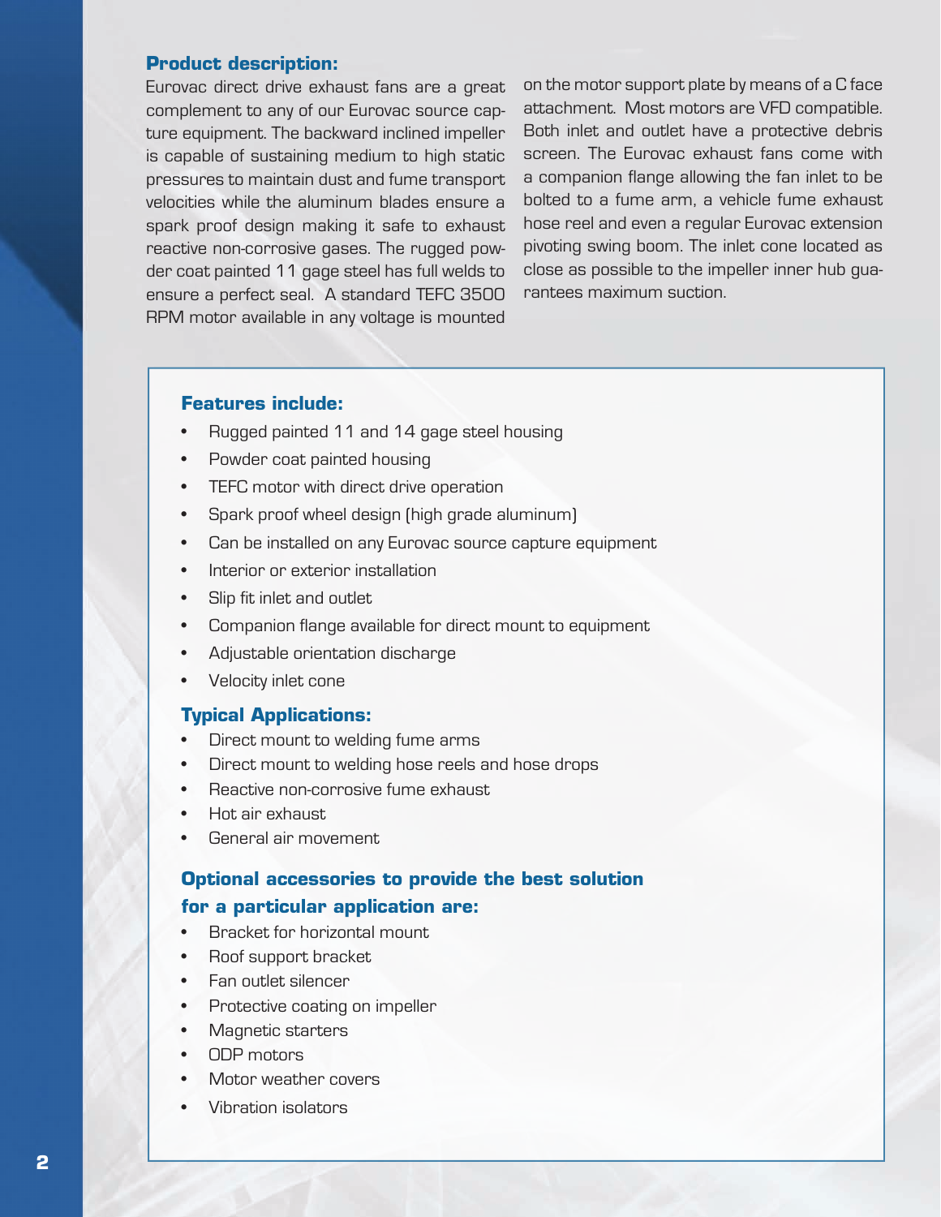## Product description:

Eurovac direct drive exhaust fans are a great complement to any of our Eurovac source capture equipment. The backward inclined impeller is capable of sustaining medium to high static pressures to maintain dust and fume transport velocities while the aluminum blades ensure a spark proof design making it safe to exhaust reactive non-corrosive gases. The rugged powder coat painted 11 gage steel has full welds to ensure a perfect seal. A standard TEFC 3500 RPM motor available in any voltage is mounted on the motor support plate by means of a C face attachment. Most motors are VFD compatible. Both inlet and outlet have a protective debris screen. The Eurovac exhaust fans come with a companion flange allowing the fan inlet to be bolted to a fume arm, a vehicle fume exhaust hose reel and even a regular Eurovac extension pivoting swing boom. The inlet cone located as close as possible to the impeller inner hub guarantees maximum suction.

### Features include:

- Rugged painted 11 and 14 gage steel housing
- Powder coat painted housing
- TEFC motor with direct drive operation
- Spark proof wheel design (high grade aluminum)
- Can be installed on any Eurovac source capture equipment
- Interior or exterior installation
- Slip fit inlet and outlet
- Companion flange available for direct mount to equipment
- Adjustable orientation discharge
- Velocity inlet cone

### Typical Applications:

- Direct mount to welding fume arms
- Direct mount to welding hose reels and hose drops
- Reactive non-corrosive fume exhaust
- Hot air exhaust
- General air movement

### Optional accessories to provide the best solution for a particular application are:

- Bracket for horizontal mount
- Roof support bracket
- Fan outlet silencer
- Protective coating on impeller
- Magnetic starters
- ODP motors
- Motor weather covers
- Vibration isolators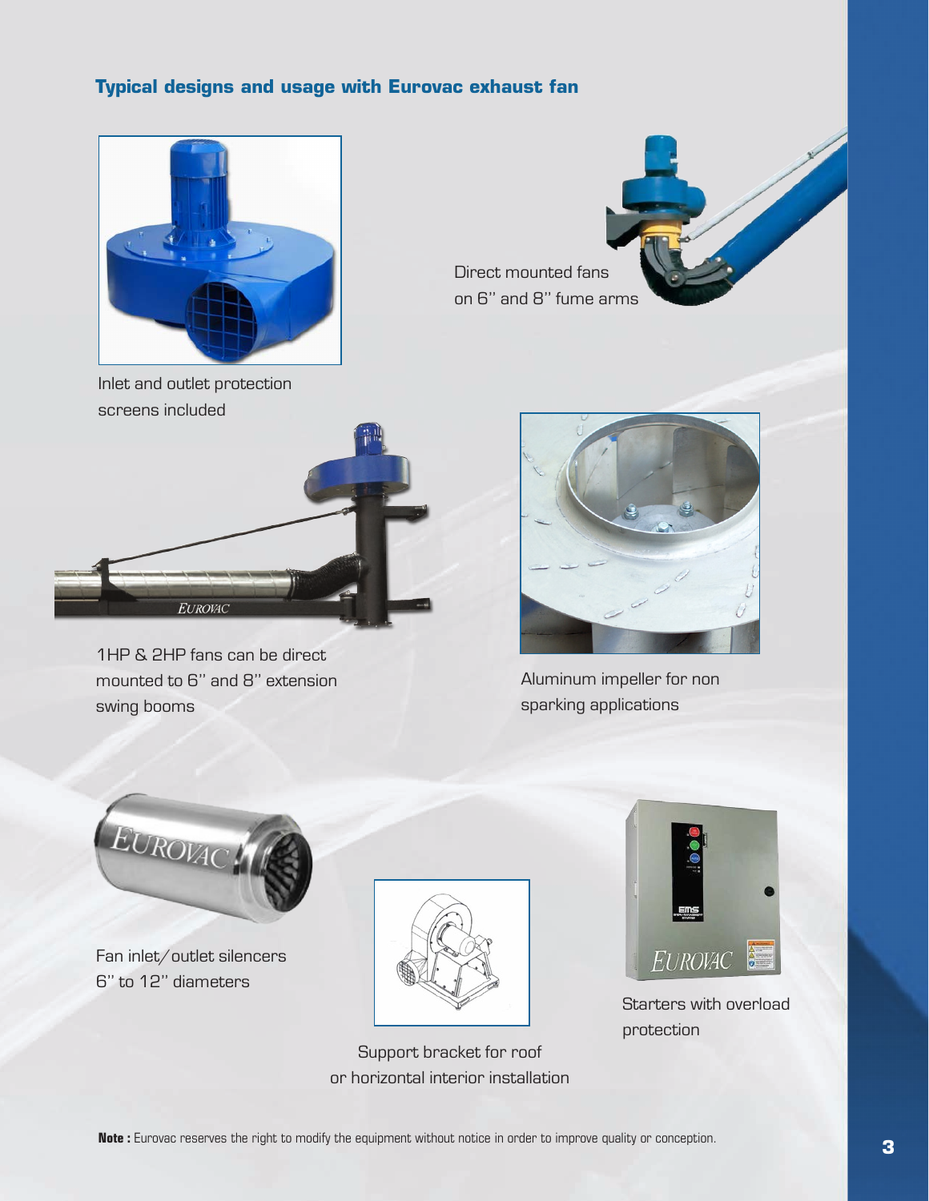## Typical designs and usage with Eurovac exhaust fan

Inlet and outlet protection screens included

Direct mounted fans on 6" and 8" fume arms

1HP & 2HP fans can be direct mounted to 6" and 8" extension swing booms

Aluminum impeller for non sparking applications

Fan inlet/outlet silencers 6" to 12" diameters

Support bracket for roof or horizontal interior installation

Starters with overload protection

**Note :** Eurovac reserves the right to modify the equipment without notice in order to improve quality or conception.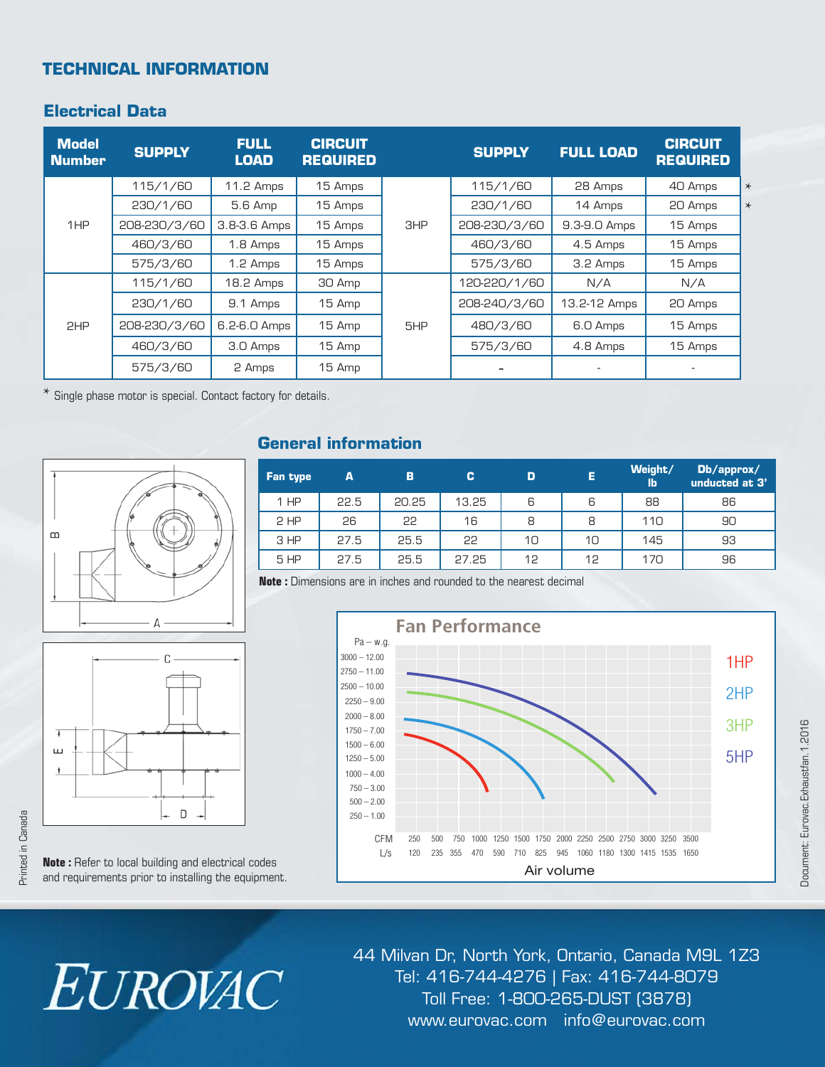# TECHNICAL INFORMATION

## Electrical Data

| Model Number | SUPPLY | FULL LOAD | CIRCUIT REQUIRED | | SUPPLY | FULL LOAD | CIRCUIT REQUIRED | |
|---|---|---|---|---|---|---|---|---|
| 1HP | 115/1/60 | 11.2 Amps | 15 Amps | 3HP | 115/1/60 | 28 Amps | 40 Amps | * |
| | 230/1/60 | 5.6 Amp | 15 Amps | | 230/1/60 | 14 Amps | 20 Amps | * |
| | 208-230/3/60 | 3.8-3.6 Amps | 15 Amps | | 208-230/3/60 | 9.3-9.0 Amps | 15 Amps | |
| | 460/3/60 | 1.8 Amps | 15 Amps | | 460/3/60 | 4.5 Amps | 15 Amps | |
| | 575/3/60 | 1.2 Amps | 15 Amps | | 575/3/60 | 3.2 Amps | 15 Amps | |
| 2HP | 115/1/60 | 18.2 Amps | 30 Amp | 5HP | 120-220/1/60 | N/A | N/A | |
| | 230/1/60 | 9.1 Amps | 15 Amp | | 208-240/3/60 | 13.2-12 Amps | 20 Amps | |
| | 208-230/3/60 | 6.2-6.0 Amps | 15 Amp | | 480/3/60 | 6.0 Amps | 15 Amps | |
| | 460/3/60 | 3.0 Amps | 15 Amp | | 575/3/60 | 4.8 Amps | 15 Amps | |
| | 575/3/60 | 2 Amps | 15 Amp | | - | - | - | |

* Single phase motor is special. Contact factory for details.

B

A

C

E

D

## General information

| Fan type | A | B | C | D | E | Weight/ lb | Db/approx/ unducted at 3' |
|---|---|---|---|---|---|---|---|
| 1 HP | 22.5 | 20.25 | 13.25 | 6 | 6 | 88 | 86 |
| 2 HP | 26 | 22 | 16 | 8 | 8 | 110 | 90 |
| 3 HP | 27.5 | 25.5 | 22 | 10 | 10 | 145 | 93 |
| 5 HP | 27.5 | 25.5 | 27.25 | 12 | 12 | 170 | 96 |

**Note :** Dimensions are in inches and rounded to the nearest decimal

Fan Performance

Pa – w.g.

3000 – 12.00
2750 – 11.00
2500 – 10.00
2250 – 9.00
2000 – 8.00
1750 – 7.00
1500 – 6.00
1250 – 5.00
1000 – 4.00
750 – 3.00
500 – 2.00
250 – 1.00

1HP
2HP
3HP
5HP

CFM 250 500 750 1000 1250 1500 1750 2000 2250 2500 2750 3000 3250 3500

L/s 120 235 355 470 590 710 825 945 1060 1180 1300 1415 1535 1650

Air volume

**Note :** Refer to local building and electrical codes and requirements prior to installing the equipment.

Printed in Canada

Document: Eurovac.Exhaustfan.1.2016

EUROVAC

44 Milvan Dr, North York, Ontario, Canada M9L 1Z3
Tel: 416-744-4276 | Fax: 416-744-8079
Toll Free: 1-800-265-DUST (3878)
www.eurovac.com info@eurovac.com